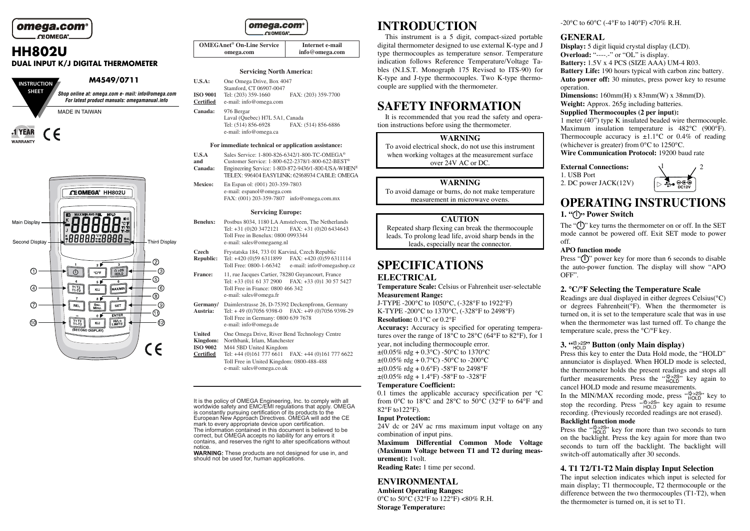omega.com®

# HH802U

**DUAL INPUT K/J DIGITAL THERMOMETER**

INSTRUCTION SHEET

**M4549/0711**

*Shop online at: omega.com e- mail: info@omega.com*
*For latest product manuals: omegamanual.info*

MADE IN TAIWAN

1 YEAR WARRANTY

Main Display

Second Display

Third Display

(SECOND DISPLAY)

| OMEGAnet® On-Line Service omega.com | Internet e-mail info@omega.com |
|---|---|

**Servicing North America:**

**U.S.A.:** One Omega Drive, Box 4047
Stamford, CT 06907-0047
**ISO 9001 Certified** Tel: (203) 359-1660 FAX: (203) 359-7700
e-mail: info@omega.com

**Canada:** 976 Bergar
Laval (Quebec) H7L 5A1, Canada
Tel: (514) 856-6928 FAX: (514) 856-6886
e-mail: info@omega.ca

**For immediate technical or application assistance:**

**U.S.A and Canada:** Sales Service: 1-800-826-6342/1-800-TC-OMEGA®
Customer Service: 1-800-622-2378/1-800-622-BEST®
Engineering Service: 1-800-872-9436/1-800-USA-WHEN®
TELEX: 996404 EASYLINK: 62968934 CABLE: OMEGA

**Mexico:** En Espan ol: (001) 203-359-7803
e-mail: espanol@omega.com
FAX: (001) 203-359-7807 info@omega.com.mx

**Servicing Europe:**

**Benelux:** Postbus 8034, 1180 LA Amstelveen, The Netherlands
Tel: +31 (0)20 3472121 FAX: +31 (0)20 6434643
Toll Free in Benelux: 0800 0993344
e-mail: sales@omegaeng.nl

**Czech Republic:** Frystatska 184, 733 01 Karviná, Czech Republic
Tel: +420 (0)59 6311899 FAX: +420 (0)59 6311114
Toll Free: 0800-1-66342 e-mail: info@omegashop.cz

**France:** 11, rue Jacques Cartier, 78280 Guyancourt, France
Tel: +33 (0)1 61 37 2900 FAX: +33 (0)1 30 57 5427
Toll Free in France: 0800 466 342
e-mail: sales@omega.fr

**Germany/Austria:** Daimlerstrasse 26, D-75392 Deckenpfronn, Germany
Tel: + 49 (0)7056 9398-0 FAX: +49 (0)7056 9398-29
Toll Free in Germany: 0800 639 7678
e-mail: info@omega.de

**United Kingdom: ISO 9002 Certified** One Omega Drive, River Bend Technology Centre
Northbank, Irlam, Manchester
M44 5BD United Kingdom
Tel: +44 (0)161 777 6611 FAX: +44 (0)161 777 6622
Toll Free in United Kingdom: 0800-488-488
e-mail: sales@omega.co.uk

It is the policy of OMEGA Engineering, Inc. to comply with all worldwide safety and EMC/EMI regulations that apply. OMEGA is constantly pursuing certification of its products to the European New Approach Directives. OMEGA will add the CE mark to every appropriate device upon certification.
The information contained in this document is believed to be correct, but OMEGA accepts no liability for any errors it contains, and reserves the right to alter specifications without notice.
**WARNING:** These products are not designed for use in, and should not be used for, human applications.

# INTRODUCTION

This instrument is a 5 digit, compact-sized portable digital thermometer designed to use external K-type and J type thermocouples as temperature sensor. Temperature indication follows Reference Temperature/Voltage Tables (N.I.S.T. Monograph 175 Revised to ITS-90) for K-type and J-type thermocouples. Two K-type thermocouple are supplied with the thermometer.

# SAFETY INFORMATION

It is recommended that you read the safety and operation instructions before using the thermometer.

**WARNING**
To avoid electrical shock, do not use this instrument when working voltages at the measurement surface over 24V AC or DC.

**WARNING**
To avoid damage or burns, do not make temperature measurement in microwave ovens.

**CAUTION**
Repeated sharp flexing can break the thermocouple leads. To prolong lead life, avoid sharp bends in the leads, especially near the connector.

# SPECIFICATIONS

## ELECTRICAL

**Temperature Scale:** Celsius or Fahrenheit user-selectable
**Measurement Range:**
J-TYPE -200°C to 1050°C, (-328°F to 1922°F)
K-TYPE -200°C to 1370°C, (-328°F to 2498°F)
**Resolution:** 0.1°C or 0.2°F
**Accuracy:** Accuracy is specified for operating temperatures over the range of 18°C to 28°C (64°F to 82°F), for 1 year, not including thermocouple error.
±(0.05% rdg + 0.3°C) -50°C to 1370°C
±(0.05% rdg + 0.7°C) -50°C to -200°C
±(0.05% rdg + 0.6°F) -58°F to 2498°F
±(0.05% rdg + 1.4°F) -58°F to -328°F
**Temperature Coefficient:**
0.1 times the applicable accuracy specification per °C from 0°C to 18°C and 28°C to 50°C (32°F to 64°F and 82°F to122°F).
**Input Protection:**
24V dc or 24V ac rms maximum input voltage on any combination of input pins.
**Maximum Differential Common Mode Voltage (Maximum Voltage between T1 and T2 during measurement):** 1volt.
**Reading Rate:** 1 time per second.

## ENVIRONMENTAL

**Ambient Operating Ranges:**
0°C to 50°C (32°F to 122°F) <80% R.H.
**Storage Temperature:**
-20°C to 60°C (-4°F to 140°F) <70% R.H.

## GENERAL

**Display:** 5 digit liquid crystal display (LCD).
**Overload:** "----.-" or "OL" is display.
**Battery:** 1.5V x 4 PCS (SIZE AAA) UM-4 R03.
**Battery Life:** 190 hours typical with carbon zinc battery.
**Auto power off:** 30 minutes, press power key to resume operation.
**Dimensions:** 160mm(H) x 83mm(W) x 38mm(D).
**Weight:** Approx. 265g including batteries.
**Supplied Thermocouples (2 per input):**
1 meter (40") type K insulated beaded wire thermocouple. Maximum insulation temperature is 482°C (900°F). Thermocouple accuracy is ±1.1°C or 0.4% of reading (whichever is greater) from 0°C to 1250°C.
**Wire Communication Protocol:** 19200 baud rate

**External Connections:**
1. USB Port
2. DC power JACK(12V)

# OPERATING INSTRUCTIONS

### 1. "⏻" Power Switch

The "⏻" key turns the thermometer on or off. In the SET mode cannot be powered off. Exit SET mode to power off.

**APO function mode**
Press "⏻" power key for more than 6 seconds to disable the auto-power function. The display will show "APO OFF".

### 2. °C/°F Selecting the Temperature Scale

Readings are dual displayed in either degrees Celsius(°C) or degrees Fahrenheit(°F). When the thermometer is turned on, it is set to the temperature scale that was in use when the thermometer was last turned off. To change the temperature scale, press the °C/°F key.

### 3. "☼>2S HOLD" Button (only Main display)

Press this key to enter the Data Hold mode, the "HOLD" annunciator is displayed. When HOLD mode is selected, the thermometer holds the present readings and stops all further measurements. Press the "☼>2S HOLD" key again to cancel HOLD mode and resume measurements.
In the MIN/MAX recording mode, press "☼>2S HOLD" key to stop the recording. Press "☼>2S HOLD" key again to resume recording. (Previously recorded readings are not erased).

**Backlight function mode**
Press the "☼>2S HOLD" key for more than two seconds to turn on the backlight. Press the key again for more than two seconds to turn off the backlight. The backlight will switch-off automatically after 30 seconds.

### 4. T1 T2/T1-T2 Main display Input Selection

The input selection indicates which input is selected for main display; T1 thermocouple, T2 thermocouple or the difference between the two thermocouples (T1-T2), when the thermometer is turned on, it is set to T1.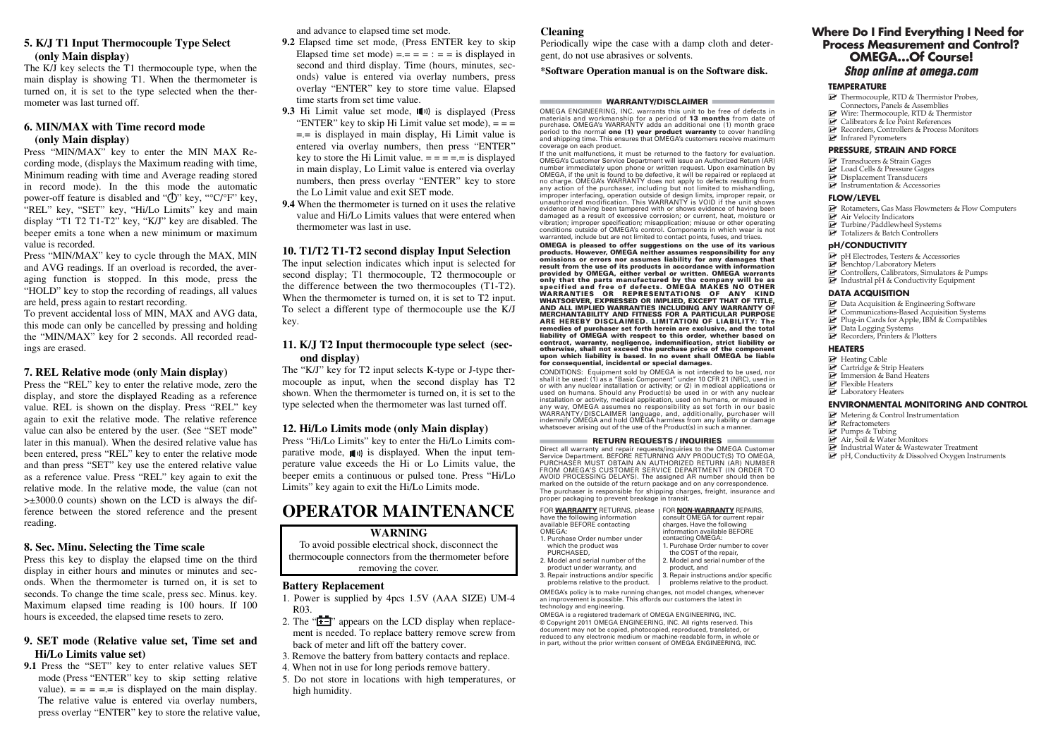### 5. K/J T1 Input Thermocouple Type Select (only Main display)

The K/J key selects the T1 thermocouple type, when the main display is showing T1. When the thermometer is turned on, it is set to the type selected when the thermometer was last turned off.

### 6. MIN/MAX with Time record mode (only Main display)

Press "MIN/MAX" key to enter the MIN MAX Recording mode, (displays the Maximum reading with time, Minimum reading with time and Average reading stored in record mode). In the this mode the automatic power-off feature is disabled and "⏻" key, "°C/°F" key, "REL" key, "SET" key, "Hi/Lo Limits" key and main display "T1 T2 T1-T2" key, "K/J" key are disabled. The beeper emits a tone when a new minimum or maximum value is recorded.

Press "MIN/MAX" key to cycle through the MAX, MIN and AVG readings. If an overload is recorded, the averaging function is stopped. In this mode, press the "HOLD" key to stop the recording of readings, all values are held, press again to restart recording.

To prevent accidental loss of MIN, MAX and AVG data, this mode can only be cancelled by pressing and holding the "MIN/MAX" key for 2 seconds. All recorded readings are erased.

### 7. REL Relative mode (only Main display)

Press the "REL" key to enter the relative mode, zero the display, and store the displayed Reading as a reference value. REL is shown on the display. Press "REL" key again to exit the relative mode. The relative reference value can also be entered by the user. (See "SET mode" later in this manual). When the desired relative value has been entered, press "REL" key to enter the relative mode and than press "SET" key use the entered relative value as a reference value. Press "REL" key again to exit the relative mode. In the relative mode, the value (can not >±3000.0 counts) shown on the LCD is always the difference between the stored reference and the present reading.

### 8. Sec. Minu. Selecting the Time scale

Press this key to display the elapsed time on the third display in either hours and minutes or minutes and seconds. When the thermometer is turned on, it is set to seconds. To change the time scale, press sec. Minus. key. Maximum elapsed time reading is 100 hours. If 100 hours is exceeded, the elapsed time resets to zero.

### 9. SET mode (Relative value set, Time set and Hi/Lo Limits value set)

**9.1** Press the "SET" key to enter relative values SET mode (Press "ENTER" key to skip setting relative value). = = = =.= is displayed on the main display. The relative value is entered via overlay numbers, press overlay "ENTER" key to store the relative value, and advance to elapsed time set mode.

**9.2** Elapsed time set mode, (Press ENTER key to skip Elapsed time set mode) =.= = = : = = is displayed in second and third display. Time (hours, minutes, seconds) value is entered via overlay numbers, press overlay "ENTER" key to store time value. Elapsed time starts from set time value.

**9.3** Hi Limit value set mode, 🔊 is displayed (Press "ENTER" key to skip Hi Limit value set mode), = = = =.= is displayed in main display, Hi Limit value is entered via overlay numbers, then press "ENTER" key to store the Hi Limit value. = = = =.= is displayed in main display, Lo Limit value is entered via overlay numbers, then press overlay "ENTER" key to store the Lo Limit value and exit SET mode.

**9.4** When the thermometer is turned on it uses the relative value and Hi/Lo Limits values that were entered when thermometer was last in use.

### 10. T1/T2 T1-T2 second display Input Selection

The input selection indicates which input is selected for second display; T1 thermocouple, T2 thermocouple or the difference between the two thermocouples (T1-T2). When the thermometer is turned on, it is set to T2 input. To select a different type of thermocouple use the K/J key.

### 11. K/J T2 Input thermocouple type select (second display)

The "K/J" key for T2 input selects K-type or J-type thermocouple as input, when the second display has T2 shown. When the thermometer is turned on, it is set to the type selected when the thermometer was last turned off.

### 12. Hi/Lo Limits mode (only Main display)

Press "Hi/Lo Limits" key to enter the Hi/Lo Limits comparative mode, 🔊 is displayed. When the input temperature value exceeds the Hi or Lo Limits value, the beeper emits a continuous or pulsed tone. Press "Hi/Lo Limits" key again to exit the Hi/Lo Limits mode.

# OPERATOR MAINTENANCE

**WARNING**

To avoid possible electrical shock, disconnect the thermocouple connectors from the thermometer before removing the cover.

### Battery Replacement

1. Power is supplied by 4pcs 1.5V (AAA SIZE) UM-4 R03.
2. The "🔋" appears on the LCD display when replacement is needed. To replace battery remove screw from back of meter and lift off the battery cover.
3. Remove the battery from battery contacts and replace.
4. When not in use for long periods remove battery.
5. Do not store in locations with high temperatures, or high humidity.

### Cleaning

Periodically wipe the case with a damp cloth and detergent, do not use abrasives or solvents.

**\*Software Operation manual is on the Software disk.**

## WARRANTY/DISCLAIMER

OMEGA ENGINEERING, INC. warrants this unit to be free of defects in materials and workmanship for a period of **13 months** from date of purchase. OMEGA's WARRANTY adds an additional one (1) month grace period to the normal **one (1) year product warranty** to cover handling and shipping time. This ensures that OMEGA's customers receive maximum coverage on each product.

If the unit malfunctions, it must be returned to the factory for evaluation. OMEGA's Customer Service Department will issue an Authorized Return (AR) number immediately upon phone or written request. Upon examination by OMEGA, if the unit is found to be defective, it will be repaired or replaced at no charge. OMEGA's WARRANTY does not apply to defects resulting from any action of the purchaser, including but not limited to mishandling, improper interfacing, operation outside of design limits, improper repair, or unauthorized modification. This WARRANTY is VOID if the unit shows evidence of having been tampered with or shows evidence of having been damaged as a result of excessive corrosion; or current, heat, moisture or vibration; improper specification; misapplication; misuse or other operating conditions outside of OMEGA's control. Components in which wear is not warranted, include but are not limited to contact points, fuses, and triacs.

**OMEGA is pleased to offer suggestions on the use of its various products. However, OMEGA neither assumes responsibility for any omissions or errors nor assumes liability for any damages that result from the use of its products in accordance with information provided by OMEGA, either verbal or written. OMEGA warrants only that the parts manufactured by the company will be as specified and free of defects. OMEGA MAKES NO OTHER WARRANTIES OR REPRESENTATIONS OF ANY KIND WHATSOEVER, EXPRESSED OR IMPLIED, EXCEPT THAT OF TITLE, AND ALL IMPLIED WARRANTIES INCLUDING ANY WARRANTY OF MERCHANTABILITY AND FITNESS FOR A PARTICULAR PURPOSE ARE HEREBY DISCLAIMED. LIMITATION OF LIABILITY: The remedies of purchaser set forth herein are exclusive, and the total liability of OMEGA with respect to this order, whether based on contract, warranty, negligence, indemnification, strict liability or otherwise, shall not exceed the purchase price of the component upon which liability is based. In no event shall OMEGA be liable for consequential, incidental or special damages.**

CONDITIONS: Equipment sold by OMEGA is not intended to be used, nor shall it be used: (1) as a "Basic Component" under 10 CFR 21 (NRC), used in or with any nuclear installation or activity; or (2) in medical applications or used on humans. Should any Product(s) be used in or with any nuclear installation or activity, medical application, used on humans, or misused in any way, OMEGA assumes no responsibility as set forth in our basic WARRANTY/DISCLAIMER language, and, additionally, purchaser will indemnify OMEGA and hold OMEGA harmless from any liability or damage whatsoever arising out of the use of the Product(s) in such a manner.

## RETURN REQUESTS / INQUIRIES

Direct all warranty and repair requests/inquiries to the OMEGA Customer Service Department. BEFORE RETURNING ANY PRODUCT(S) TO OMEGA, PURCHASER MUST OBTAIN AN AUTHORIZED RETURN (AR) NUMBER FROM OMEGA'S CUSTOMER SERVICE DEPARTMENT (IN ORDER TO AVOID PROCESSING DELAYS). The assigned AR number should then be marked on the outside of the return package and on any correspondence.

The purchaser is responsible for shipping charges, freight, insurance and proper packaging to prevent breakage in transit.

FOR **WARRANTY** RETURNS, please have the following information available BEFORE contacting OMEGA:

1. Purchase Order number under which the product was PURCHASED,
2. Model and serial number of the product under warranty, and
3. Repair instructions and/or specific problems relative to the product.

FOR **NON-WARRANTY** REPAIRS, consult OMEGA for current repair charges. Have the following information available BEFORE contacting OMEGA:

1. Purchase Order number to cover the COST of the repair,
2. Model and serial number of the product, and
3. Repair instructions and/or specific problems relative to the product.

OMEGA's policy is to make running changes, not model changes, whenever an improvement is possible. This affords our customers the latest in technology and engineering.

OMEGA is a registered trademark of OMEGA ENGINEERING, INC.

© Copyright 2011 OMEGA ENGINEERING, INC. All rights reserved. This document may not be copied, photocopied, reproduced, translated, or reduced to any electronic medium or machine-readable form, in whole or in part, without the prior written consent of OMEGA ENGINEERING, INC.

## Where Do I Find Everything I Need for Process Measurement and Control? OMEGA...Of Course!

***Shop online at omega.com***

### TEMPERATURE

- Thermocouple, RTD & Thermistor Probes, Connectors, Panels & Assemblies
- Wire: Thermocouple, RTD & Thermistor
- Calibrators & Ice Point References
- Recorders, Controllers & Process Monitors
- Infrared Pyrometers

### PRESSURE, STRAIN AND FORCE

- Transducers & Strain Gages
- Load Cells & Pressure Gages
- Displacement Transducers
- Instrumentation & Accessories

### FLOW/LEVEL

- Rotameters, Gas Mass Flowmeters & Flow Computers
- Air Velocity Indicators
- Turbine/Paddlewheel Systems
- Totalizers & Batch Controllers

### pH/CONDUCTIVITY

- pH Electrodes, Testers & Accessories
- Benchtop/Laboratory Meters
- Controllers, Calibrators, Simulators & Pumps
- Industrial pH & Conductivity Equipment

### DATA ACQUISITION

- Data Acquisition & Engineering Software
- Communications-Based Acquisition Systems
- Plug-in Cards for Apple, IBM & Compatibles
- Data Logging Systems
- Recorders, Printers & Plotters

### HEATERS

- Heating Cable
- Cartridge & Strip Heaters
- Immersion & Band Heaters
- Flexible Heaters
- Laboratory Heaters

### ENVIRONMENTAL MONITORING AND CONTROL

- Metering & Control Instrumentation
- Refractometers
- Pumps & Tubing
- Air, Soil & Water Monitors
- Industrial Water & Wastewater Treatment
- pH, Conductivity & Dissolved Oxygen Instruments